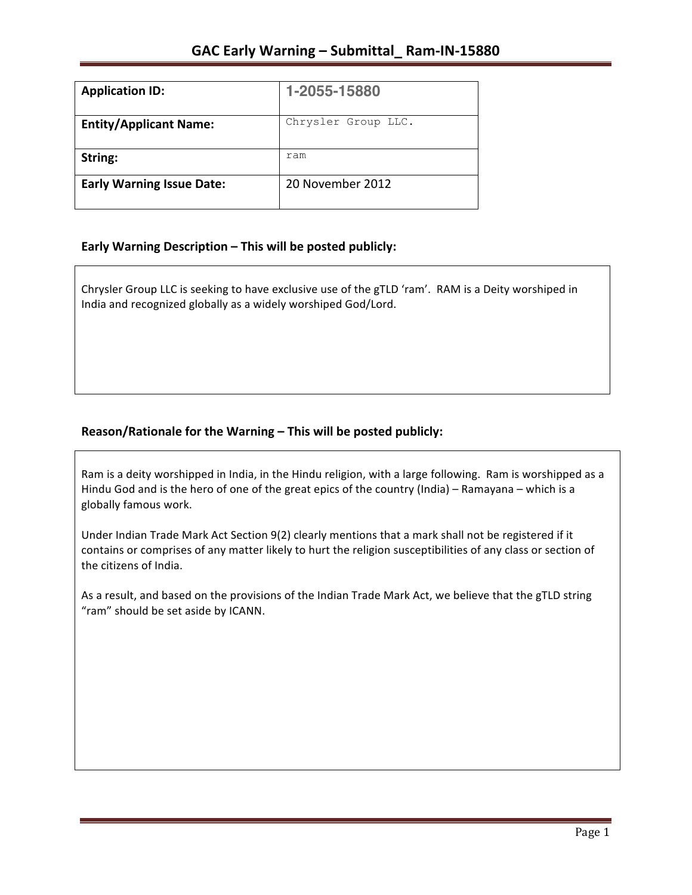# GAC Early Warning – Submittal_ Ram-IN-15880

| **Application ID:** | 1-2055-15880 |
| --- | --- |
| **Entity/Applicant Name:** | Chrysler Group LLC. |
| **String:** | ram |
| **Early Warning Issue Date:** | 20 November 2012 |

## Early Warning Description – This will be posted publicly:

Chrysler Group LLC is seeking to have exclusive use of the gTLD 'ram'. RAM is a Deity worshiped in India and recognized globally as a widely worshiped God/Lord.

## Reason/Rationale for the Warning – This will be posted publicly:

Ram is a deity worshipped in India, in the Hindu religion, with a large following. Ram is worshipped as a Hindu God and is the hero of one of the great epics of the country (India) – Ramayana – which is a globally famous work.

Under Indian Trade Mark Act Section 9(2) clearly mentions that a mark shall not be registered if it contains or comprises of any matter likely to hurt the religion susceptibilities of any class or section of the citizens of India.

As a result, and based on the provisions of the Indian Trade Mark Act, we believe that the gTLD string "ram" should be set aside by ICANN.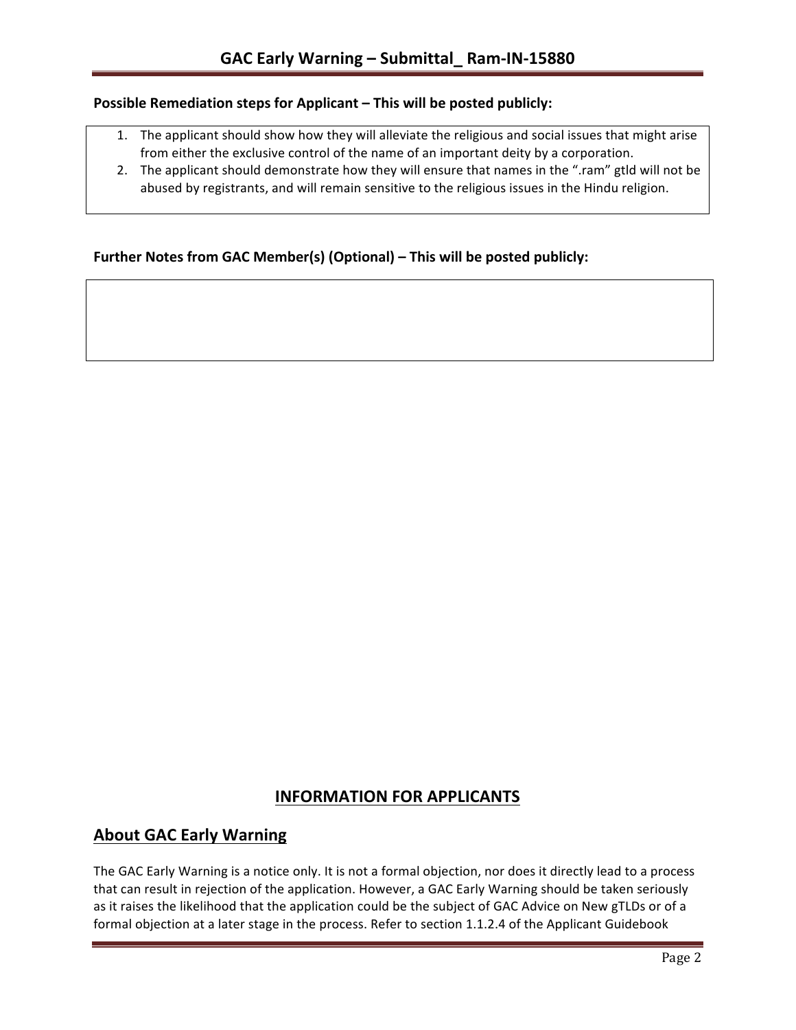**Possible Remediation steps for Applicant – This will be posted publicly:**

1. The applicant should show how they will alleviate the religious and social issues that might arise from either the exclusive control of the name of an important deity by a corporation.
2. The applicant should demonstrate how they will ensure that names in the ".ram" gtld will not be abused by registrants, and will remain sensitive to the religious issues in the Hindu religion.

**Further Notes from GAC Member(s) (Optional) – This will be posted publicly:**

# INFORMATION FOR APPLICANTS

## About GAC Early Warning

The GAC Early Warning is a notice only. It is not a formal objection, nor does it directly lead to a process that can result in rejection of the application. However, a GAC Early Warning should be taken seriously as it raises the likelihood that the application could be the subject of GAC Advice on New gTLDs or of a formal objection at a later stage in the process. Refer to section 1.1.2.4 of the Applicant Guidebook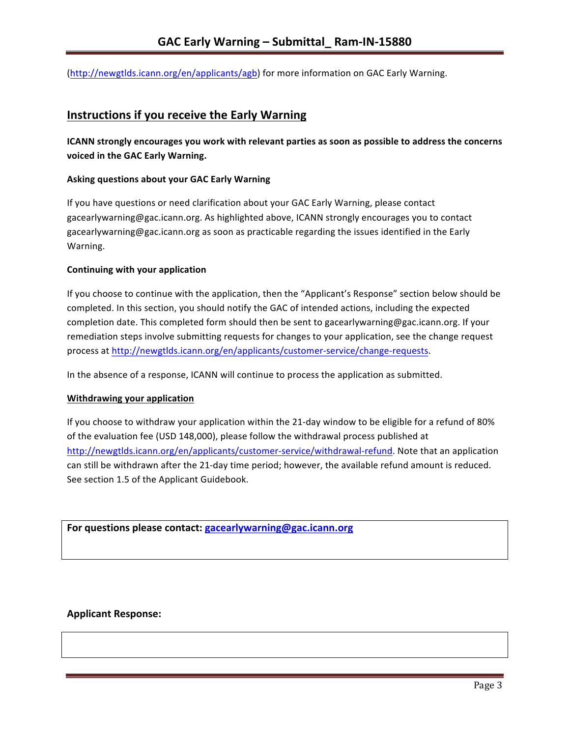(http://newgtlds.icann.org/en/applicants/agb) for more information on GAC Early Warning.

## Instructions if you receive the Early Warning

**ICANN strongly encourages you work with relevant parties as soon as possible to address the concerns voiced in the GAC Early Warning.**

**Asking questions about your GAC Early Warning**

If you have questions or need clarification about your GAC Early Warning, please contact gacearlywarning@gac.icann.org. As highlighted above, ICANN strongly encourages you to contact gacearlywarning@gac.icann.org as soon as practicable regarding the issues identified in the Early Warning.

**Continuing with your application**

If you choose to continue with the application, then the "Applicant's Response" section below should be completed. In this section, you should notify the GAC of intended actions, including the expected completion date. This completed form should then be sent to gacearlywarning@gac.icann.org. If your remediation steps involve submitting requests for changes to your application, see the change request process at http://newgtlds.icann.org/en/applicants/customer-service/change-requests.

In the absence of a response, ICANN will continue to process the application as submitted.

**Withdrawing your application**

If you choose to withdraw your application within the 21-day window to be eligible for a refund of 80% of the evaluation fee (USD 148,000), please follow the withdrawal process published at http://newgtlds.icann.org/en/applicants/customer-service/withdrawal-refund. Note that an application can still be withdrawn after the 21-day time period; however, the available refund amount is reduced. See section 1.5 of the Applicant Guidebook.

**For questions please contact: gacearlywarning@gac.icann.org**

**Applicant Response:**